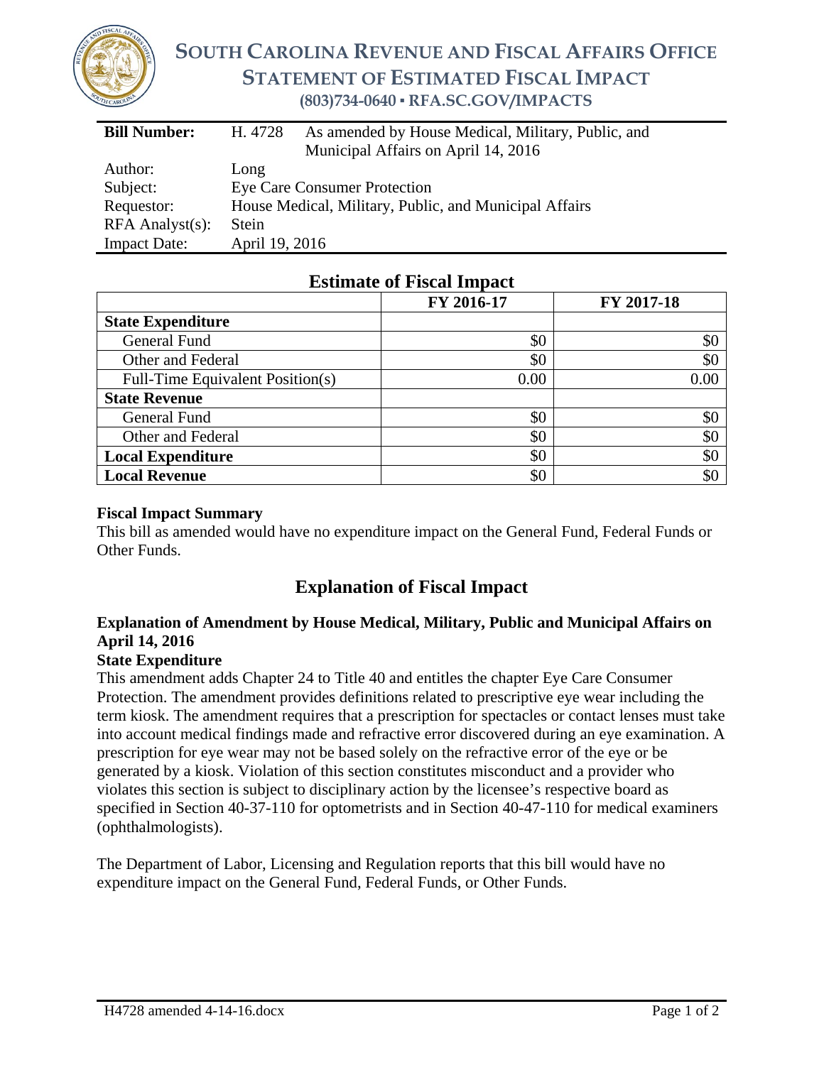# SOUTH CAROLINA REVENUE AND FISCAL AFFAIRS OFFICE
## STATEMENT OF ESTIMATED FISCAL IMPACT
**(803)734-0640 ▪ RFA.SC.GOV/IMPACTS**

| | |
|---|---|
| **Bill Number:** | H. 4728 As amended by House Medical, Military, Public, and Municipal Affairs on April 14, 2016 |
| Author: | Long |
| Subject: | Eye Care Consumer Protection |
| Requestor: | House Medical, Military, Public, and Municipal Affairs |
| RFA Analyst(s): | Stein |
| Impact Date: | April 19, 2016 |

## Estimate of Fiscal Impact

| | FY 2016-17 | FY 2017-18 |
|---|---|---|
| **State Expenditure** | | |
| General Fund | $0 | $0 |
| Other and Federal | $0 | $0 |
| Full-Time Equivalent Position(s) | 0.00 | 0.00 |
| **State Revenue** | | |
| General Fund | $0 | $0 |
| Other and Federal | $0 | $0 |
| **Local Expenditure** | $0 | $0 |
| **Local Revenue** | $0 | $0 |

### Fiscal Impact Summary
This bill as amended would have no expenditure impact on the General Fund, Federal Funds or Other Funds.

## Explanation of Fiscal Impact

### Explanation of Amendment by House Medical, Military, Public and Municipal Affairs on April 14, 2016
**State Expenditure**

This amendment adds Chapter 24 to Title 40 and entitles the chapter Eye Care Consumer Protection. The amendment provides definitions related to prescriptive eye wear including the term kiosk. The amendment requires that a prescription for spectacles or contact lenses must take into account medical findings made and refractive error discovered during an eye examination. A prescription for eye wear may not be based solely on the refractive error of the eye or be generated by a kiosk. Violation of this section constitutes misconduct and a provider who violates this section is subject to disciplinary action by the licensee's respective board as specified in Section 40-37-110 for optometrists and in Section 40-47-110 for medical examiners (ophthalmologists).

The Department of Labor, Licensing and Regulation reports that this bill would have no expenditure impact on the General Fund, Federal Funds, or Other Funds.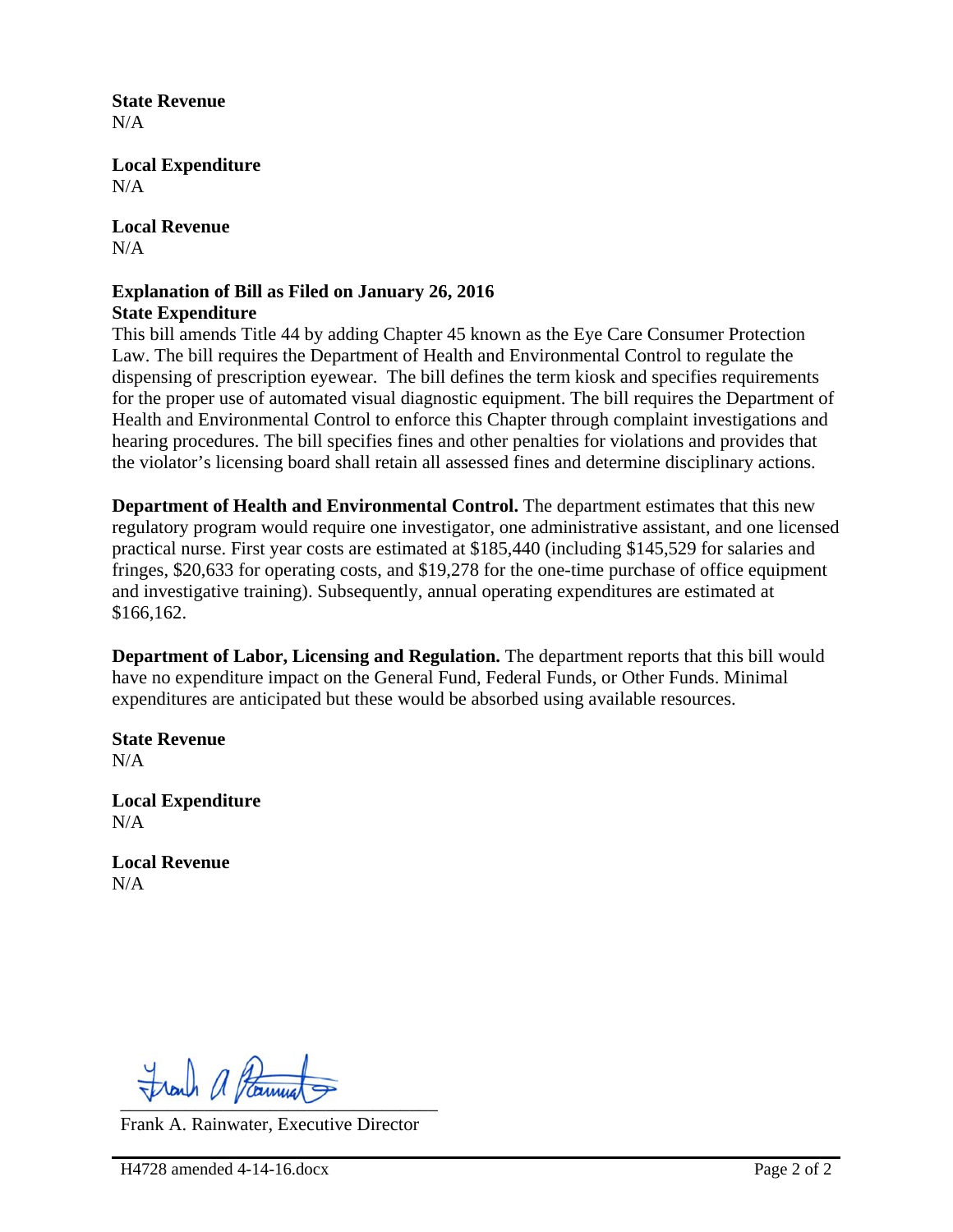**State Revenue**
N/A

**Local Expenditure**
N/A

**Local Revenue**
N/A

**Explanation of Bill as Filed on January 26, 2016**
**State Expenditure**
This bill amends Title 44 by adding Chapter 45 known as the Eye Care Consumer Protection Law. The bill requires the Department of Health and Environmental Control to regulate the dispensing of prescription eyewear. The bill defines the term kiosk and specifies requirements for the proper use of automated visual diagnostic equipment. The bill requires the Department of Health and Environmental Control to enforce this Chapter through complaint investigations and hearing procedures. The bill specifies fines and other penalties for violations and provides that the violator's licensing board shall retain all assessed fines and determine disciplinary actions.

**Department of Health and Environmental Control.** The department estimates that this new regulatory program would require one investigator, one administrative assistant, and one licensed practical nurse. First year costs are estimated at $185,440 (including $145,529 for salaries and fringes, $20,633 for operating costs, and $19,278 for the one-time purchase of office equipment and investigative training). Subsequently, annual operating expenditures are estimated at $166,162.

**Department of Labor, Licensing and Regulation.** The department reports that this bill would have no expenditure impact on the General Fund, Federal Funds, or Other Funds. Minimal expenditures are anticipated but these would be absorbed using available resources.

**State Revenue**
N/A

**Local Expenditure**
N/A

**Local Revenue**
N/A

Frank A. Rainwater, Executive Director

H4728 amended 4-14-16.docx